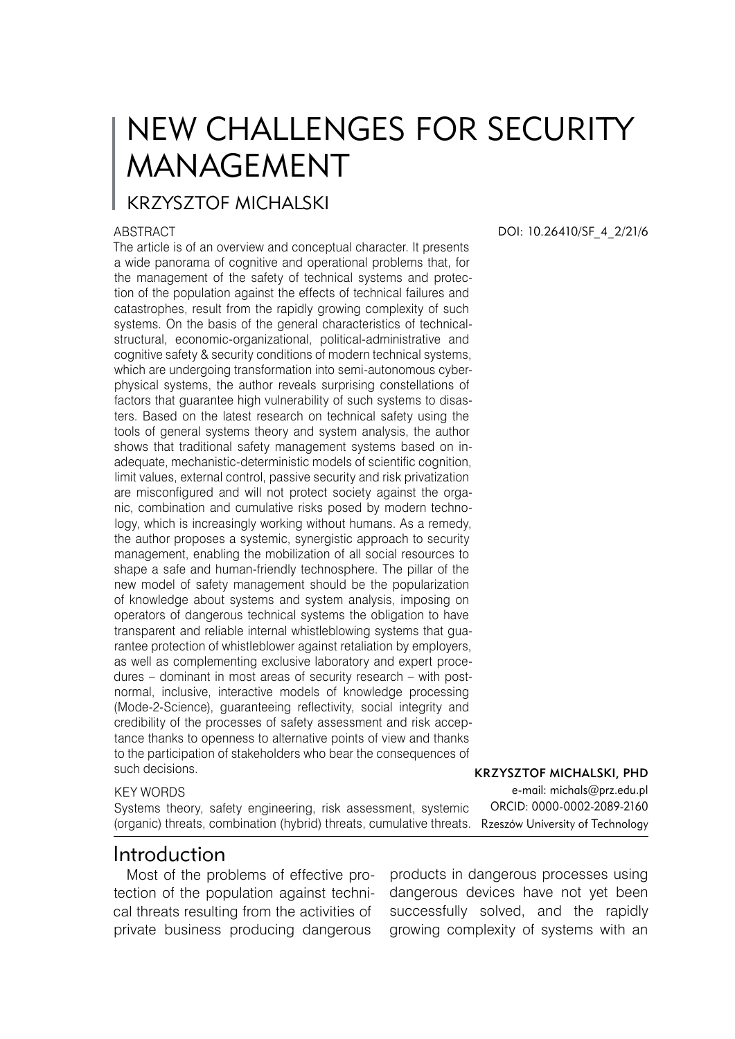# NEW CHALLENGES FOR SECURITY MANAGEMENT

## KRZYSZTOF MICHALSKI

DOI: 10.26410/SF_4_2/21/6

ABSTRACT

The article is of an overview and conceptual character. It presents a wide panorama of cognitive and operational problems that, for the management of the safety of technical systems and protection of the population against the effects of technical failures and catastrophes, result from the rapidly growing complexity of such systems. On the basis of the general characteristics of technical-structural, economic-organizational, political-administrative and cognitive safety & security conditions of modern technical systems, which are undergoing transformation into semi-autonomous cyber-physical systems, the author reveals surprising constellations of factors that guarantee high vulnerability of such systems to disasters. Based on the latest research on technical safety using the tools of general systems theory and system analysis, the author shows that traditional safety management systems based on inadequate, mechanistic-deterministic models of scientific cognition, limit values, external control, passive security and risk privatization are misconfigured and will not protect society against the organic, combination and cumulative risks posed by modern technology, which is increasingly working without humans. As a remedy, the author proposes a systemic, synergistic approach to security management, enabling the mobilization of all social resources to shape a safe and human-friendly technosphere. The pillar of the new model of safety management should be the popularization of knowledge about systems and system analysis, imposing on operators of dangerous technical systems the obligation to have transparent and reliable internal whistleblowing systems that guarantee protection of whistleblower against retaliation by employers, as well as complementing exclusive laboratory and expert procedures – dominant in most areas of security research – with post-normal, inclusive, interactive models of knowledge processing (Mode-2-Science), guaranteeing reflectivity, social integrity and credibility of the processes of safety assessment and risk acceptance thanks to openness to alternative points of view and thanks to the participation of stakeholders who bear the consequences of such decisions.

KEY WORDS

Systems theory, safety engineering, risk assessment, systemic (organic) threats, combination (hybrid) threats, cumulative threats.

**KRZYSZTOF MICHALSKI, PHD**
e-mail: michals@prz.edu.pl
ORCID: 0000-0002-2089-2160
Rzeszów University of Technology

## Introduction

Most of the problems of effective protection of the population against technical threats resulting from the activities of private business producing dangerous products in dangerous processes using dangerous devices have not yet been successfully solved, and the rapidly growing complexity of systems with an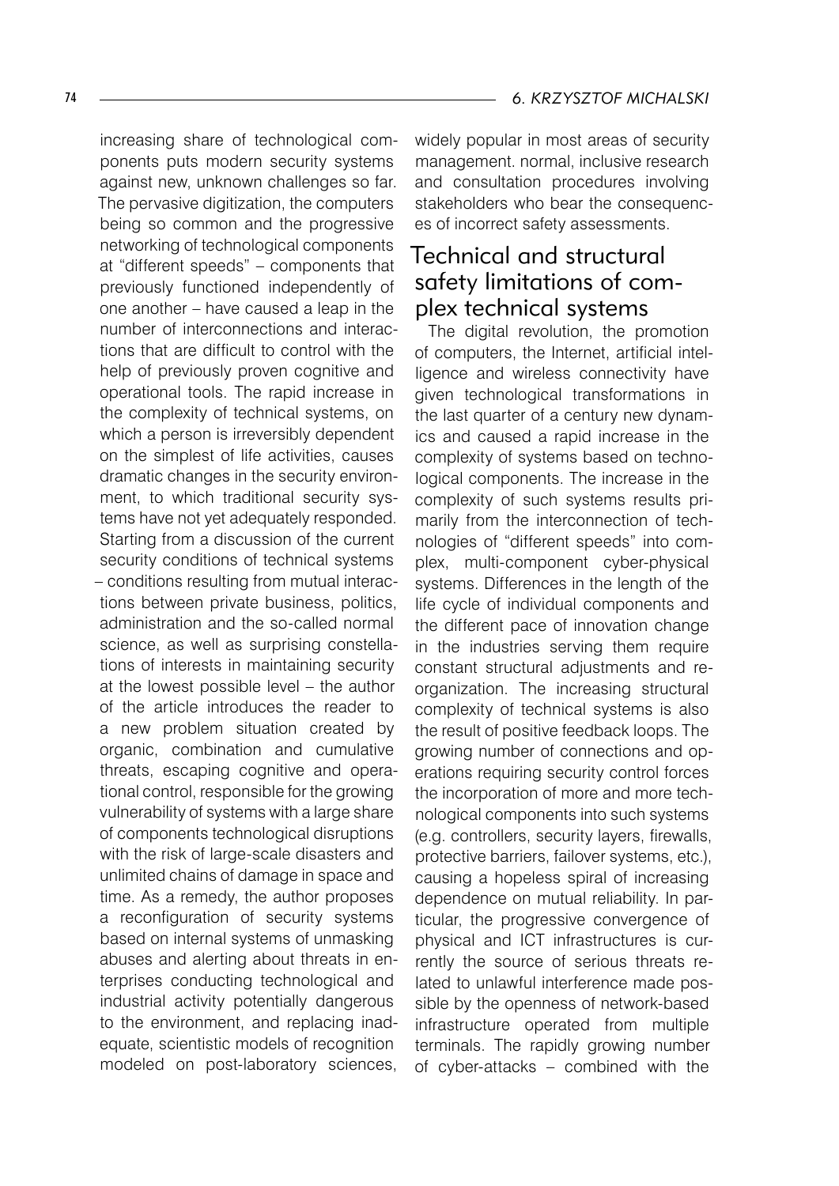increasing share of technological components puts modern security systems against new, unknown challenges so far. The pervasive digitization, the computers being so common and the progressive networking of technological components at "different speeds" – components that previously functioned independently of one another – have caused a leap in the number of interconnections and interactions that are difficult to control with the help of previously proven cognitive and operational tools. The rapid increase in the complexity of technical systems, on which a person is irreversibly dependent on the simplest of life activities, causes dramatic changes in the security environment, to which traditional security systems have not yet adequately responded. Starting from a discussion of the current security conditions of technical systems – conditions resulting from mutual interactions between private business, politics, administration and the so-called normal science, as well as surprising constellations of interests in maintaining security at the lowest possible level – the author of the article introduces the reader to a new problem situation created by organic, combination and cumulative threats, escaping cognitive and operational control, responsible for the growing vulnerability of systems with a large share of components technological disruptions with the risk of large-scale disasters and unlimited chains of damage in space and time. As a remedy, the author proposes a reconfiguration of security systems based on internal systems of unmasking abuses and alerting about threats in enterprises conducting technological and industrial activity potentially dangerous to the environment, and replacing inadequate, scientistic models of recognition modeled on post-laboratory sciences, widely popular in most areas of security management. normal, inclusive research and consultation procedures involving stakeholders who bear the consequences of incorrect safety assessments.

## Technical and structural safety limitations of complex technical systems

The digital revolution, the promotion of computers, the Internet, artificial intelligence and wireless connectivity have given technological transformations in the last quarter of a century new dynamics and caused a rapid increase in the complexity of systems based on technological components. The increase in the complexity of such systems results primarily from the interconnection of technologies of "different speeds" into complex, multi-component cyber-physical systems. Differences in the length of the life cycle of individual components and the different pace of innovation change in the industries serving them require constant structural adjustments and reorganization. The increasing structural complexity of technical systems is also the result of positive feedback loops. The growing number of connections and operations requiring security control forces the incorporation of more and more technological components into such systems (e.g. controllers, security layers, firewalls, protective barriers, failover systems, etc.), causing a hopeless spiral of increasing dependence on mutual reliability. In particular, the progressive convergence of physical and ICT infrastructures is currently the source of serious threats related to unlawful interference made possible by the openness of network-based infrastructure operated from multiple terminals. The rapidly growing number of cyber-attacks – combined with the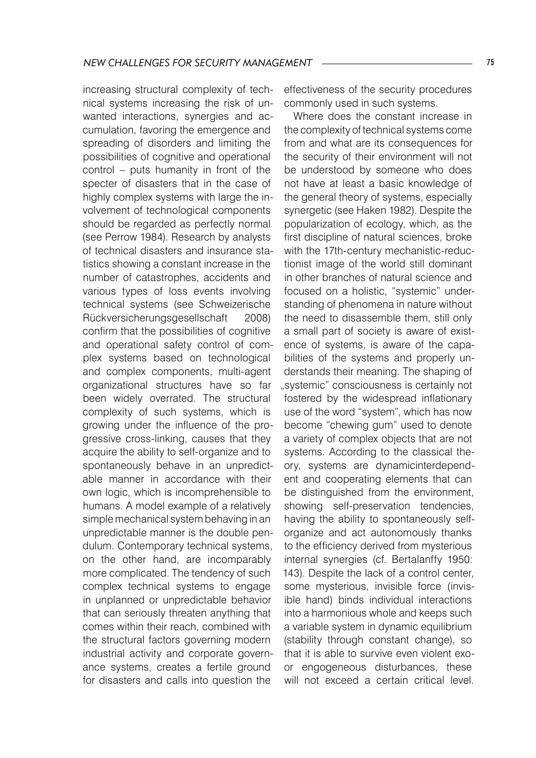increasing structural complexity of technical systems increasing the risk of unwanted interactions, synergies and accumulation, favoring the emergence and spreading of disorders and limiting the possibilities of cognitive and operational control – puts humanity in front of the specter of disasters that in the case of highly complex systems with large the involvement of technological components should be regarded as perfectly normal (see Perrow 1984). Research by analysts of technical disasters and insurance statistics showing a constant increase in the number of catastrophes, accidents and various types of loss events involving technical systems (see Schweizerische Rückversicherungsgesellschaft 2008) confirm that the possibilities of cognitive and operational safety control of complex systems based on technological and complex components, multi-agent organizational structures have so far been widely overrated. The structural complexity of such systems, which is growing under the influence of the progressive cross-linking, causes that they acquire the ability to self-organize and to spontaneously behave in an unpredictable manner in accordance with their own logic, which is incomprehensible to humans. A model example of a relatively simple mechanical system behaving in an unpredictable manner is the double pendulum. Contemporary technical systems, on the other hand, are incomparably more complicated. The tendency of such complex technical systems to engage in unplanned or unpredictable behavior that can seriously threaten anything that comes within their reach, combined with the structural factors governing modern industrial activity and corporate governance systems, creates a fertile ground for disasters and calls into question the effectiveness of the security procedures commonly used in such systems.

Where does the constant increase in the complexity of technical systems come from and what are its consequences for the security of their environment will not be understood by someone who does not have at least a basic knowledge of the general theory of systems, especially synergetic (see Haken 1982). Despite the popularization of ecology, which, as the first discipline of natural sciences, broke with the 17th-century mechanistic-reductionist image of the world still dominant in other branches of natural science and focused on a holistic, "systemic" understanding of phenomena in nature without the need to disassemble them, still only a small part of society is aware of existence of systems, is aware of the capabilities of the systems and properly understands their meaning. The shaping of „systemic" consciousness is certainly not fostered by the widespread inflationary use of the word "system", which has now become "chewing gum" used to denote a variety of complex objects that are not systems. According to the classical theory, systems are dynamicinterdependent and cooperating elements that can be distinguished from the environment, showing self-preservation tendencies, having the ability to spontaneously self-organize and act autonomously thanks to the efficiency derived from mysterious internal synergies (cf. Bertalanffy 1950: 143). Despite the lack of a control center, some mysterious, invisible force (invisible hand) binds individual interactions into a harmonious whole and keeps such a variable system in dynamic equilibrium (stability through constant change), so that it is able to survive even violent exo- or engogeneous disturbances, these will not exceed a certain critical level.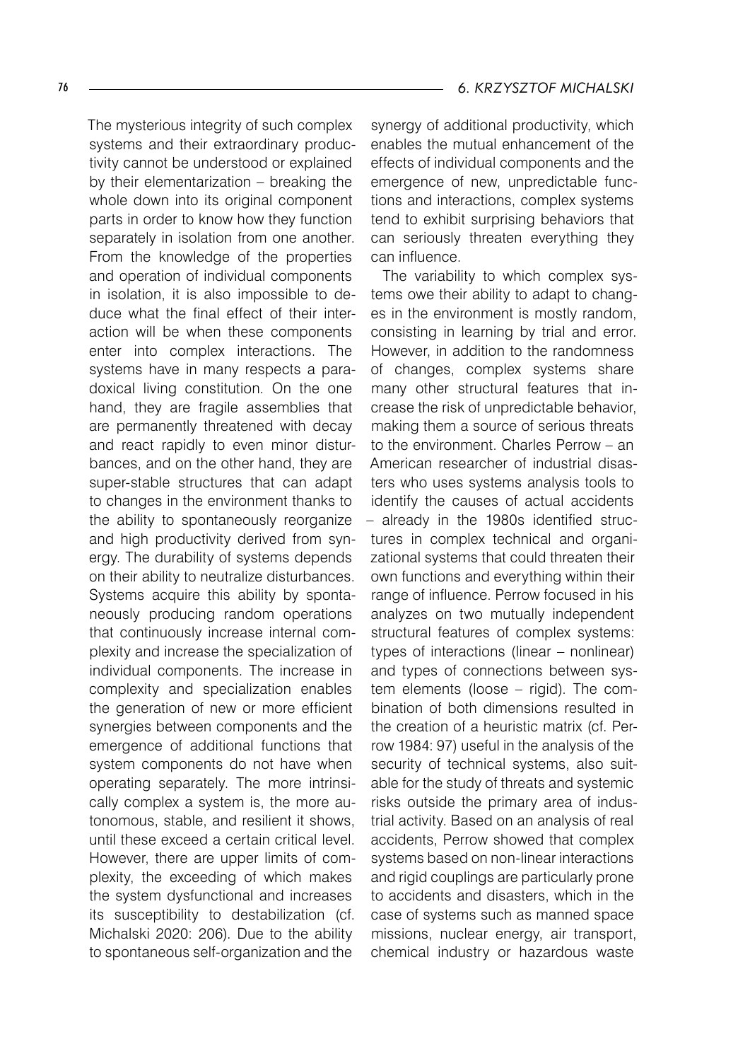The mysterious integrity of such complex systems and their extraordinary productivity cannot be understood or explained by their elementarization – breaking the whole down into its original component parts in order to know how they function separately in isolation from one another. From the knowledge of the properties and operation of individual components in isolation, it is also impossible to deduce what the final effect of their interaction will be when these components enter into complex interactions. The systems have in many respects a paradoxical living constitution. On the one hand, they are fragile assemblies that are permanently threatened with decay and react rapidly to even minor disturbances, and on the other hand, they are super-stable structures that can adapt to changes in the environment thanks to the ability to spontaneously reorganize and high productivity derived from synergy. The durability of systems depends on their ability to neutralize disturbances. Systems acquire this ability by spontaneously producing random operations that continuously increase internal complexity and increase the specialization of individual components. The increase in complexity and specialization enables the generation of new or more efficient synergies between components and the emergence of additional functions that system components do not have when operating separately. The more intrinsically complex a system is, the more autonomous, stable, and resilient it shows, until these exceed a certain critical level. However, there are upper limits of complexity, the exceeding of which makes the system dysfunctional and increases its susceptibility to destabilization (cf. Michalski 2020: 206). Due to the ability to spontaneous self-organization and the synergy of additional productivity, which enables the mutual enhancement of the effects of individual components and the emergence of new, unpredictable functions and interactions, complex systems tend to exhibit surprising behaviors that can seriously threaten everything they can influence.

The variability to which complex systems owe their ability to adapt to changes in the environment is mostly random, consisting in learning by trial and error. However, in addition to the randomness of changes, complex systems share many other structural features that increase the risk of unpredictable behavior, making them a source of serious threats to the environment. Charles Perrow – an American researcher of industrial disasters who uses systems analysis tools to identify the causes of actual accidents – already in the 1980s identified structures in complex technical and organizational systems that could threaten their own functions and everything within their range of influence. Perrow focused in his analyzes on two mutually independent structural features of complex systems: types of interactions (linear – nonlinear) and types of connections between system elements (loose – rigid). The combination of both dimensions resulted in the creation of a heuristic matrix (cf. Perrow 1984: 97) useful in the analysis of the security of technical systems, also suitable for the study of threats and systemic risks outside the primary area of industrial activity. Based on an analysis of real accidents, Perrow showed that complex systems based on non-linear interactions and rigid couplings are particularly prone to accidents and disasters, which in the case of systems such as manned space missions, nuclear energy, air transport, chemical industry or hazardous waste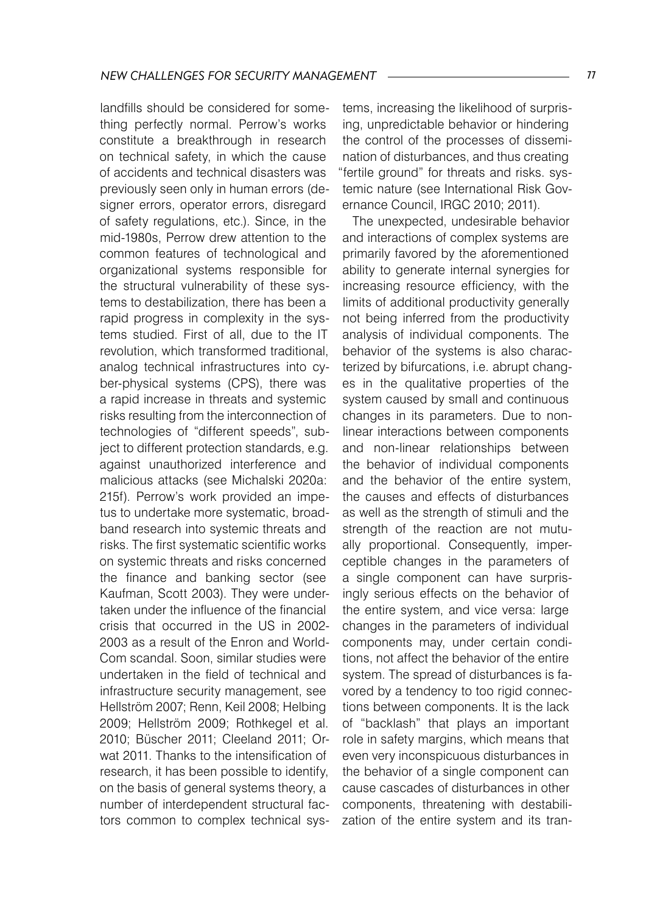landfills should be considered for something perfectly normal. Perrow's works constitute a breakthrough in research on technical safety, in which the cause of accidents and technical disasters was previously seen only in human errors (designer errors, operator errors, disregard of safety regulations, etc.). Since, in the mid-1980s, Perrow drew attention to the common features of technological and organizational systems responsible for the structural vulnerability of these systems to destabilization, there has been a rapid progress in complexity in the systems studied. First of all, due to the IT revolution, which transformed traditional, analog technical infrastructures into cyber-physical systems (CPS), there was a rapid increase in threats and systemic risks resulting from the interconnection of technologies of "different speeds", subject to different protection standards, e.g. against unauthorized interference and malicious attacks (see Michalski 2020a: 215f). Perrow's work provided an impetus to undertake more systematic, broadband research into systemic threats and risks. The first systematic scientific works on systemic threats and risks concerned the finance and banking sector (see Kaufman, Scott 2003). They were undertaken under the influence of the financial crisis that occurred in the US in 2002-2003 as a result of the Enron and WorldCom scandal. Soon, similar studies were undertaken in the field of technical and infrastructure security management, see Hellström 2007; Renn, Keil 2008; Helbing 2009; Hellström 2009; Rothkegel et al. 2010; Büscher 2011; Cleeland 2011; Orwat 2011. Thanks to the intensification of research, it has been possible to identify, on the basis of general systems theory, a number of interdependent structural factors common to complex technical systems, increasing the likelihood of surprising, unpredictable behavior or hindering the control of the processes of dissemination of disturbances, and thus creating "fertile ground" for threats and risks. systemic nature (see International Risk Governance Council, IRGC 2010; 2011).

The unexpected, undesirable behavior and interactions of complex systems are primarily favored by the aforementioned ability to generate internal synergies for increasing resource efficiency, with the limits of additional productivity generally not being inferred from the productivity analysis of individual components. The behavior of the systems is also characterized by bifurcations, i.e. abrupt changes in the qualitative properties of the system caused by small and continuous changes in its parameters. Due to non-linear interactions between components and non-linear relationships between the behavior of individual components and the behavior of the entire system, the causes and effects of disturbances as well as the strength of stimuli and the strength of the reaction are not mutually proportional. Consequently, imperceptible changes in the parameters of a single component can have surprisingly serious effects on the behavior of the entire system, and vice versa: large changes in the parameters of individual components may, under certain conditions, not affect the behavior of the entire system. The spread of disturbances is favored by a tendency to too rigid connections between components. It is the lack of "backlash" that plays an important role in safety margins, which means that even very inconspicuous disturbances in the behavior of a single component can cause cascades of disturbances in other components, threatening with destabilization of the entire system and its tran-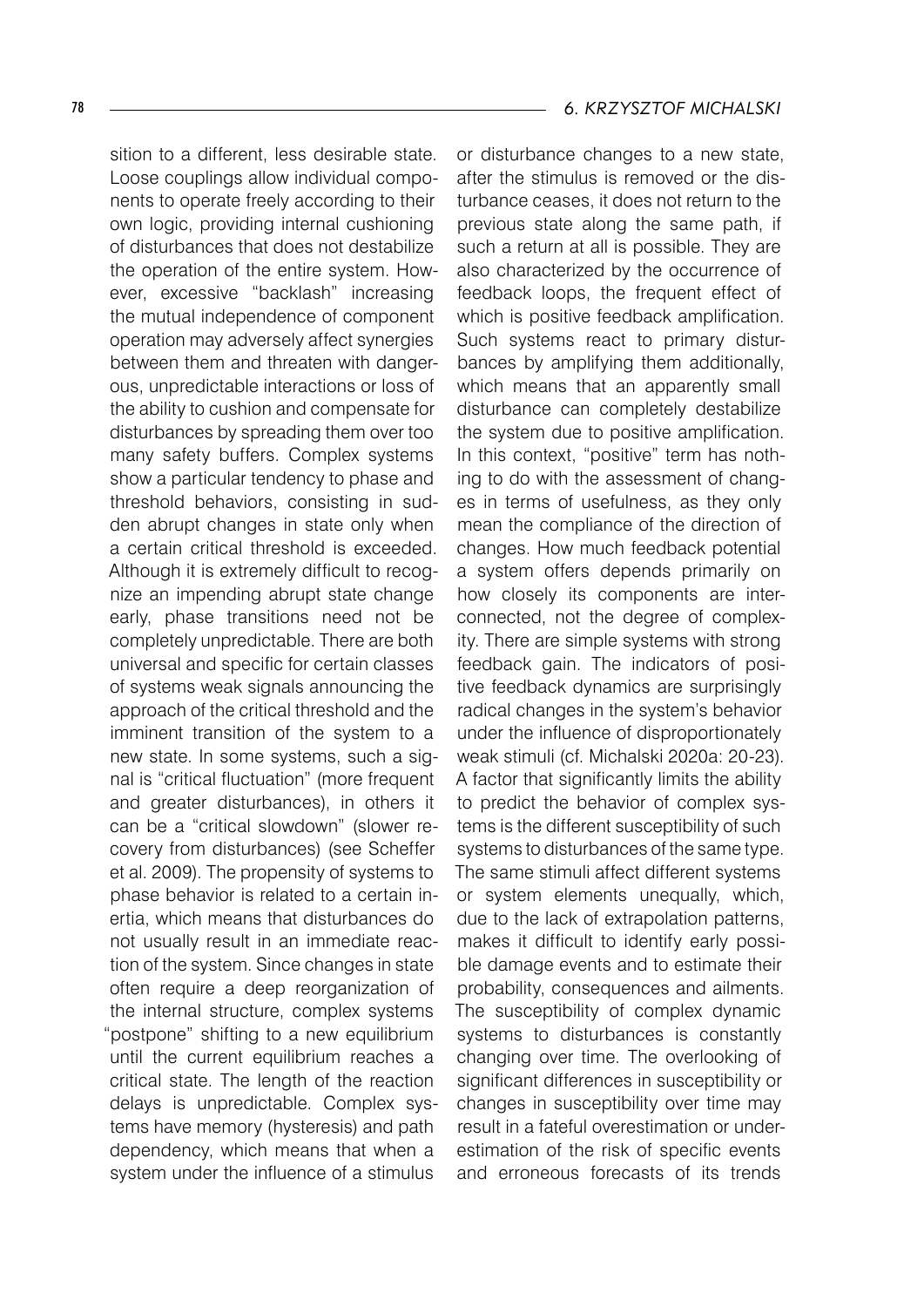sition to a different, less desirable state. Loose couplings allow individual components to operate freely according to their own logic, providing internal cushioning of disturbances that does not destabilize the operation of the entire system. However, excessive "backlash" increasing the mutual independence of component operation may adversely affect synergies between them and threaten with dangerous, unpredictable interactions or loss of the ability to cushion and compensate for disturbances by spreading them over too many safety buffers. Complex systems show a particular tendency to phase and threshold behaviors, consisting in sudden abrupt changes in state only when a certain critical threshold is exceeded. Although it is extremely difficult to recognize an impending abrupt state change early, phase transitions need not be completely unpredictable. There are both universal and specific for certain classes of systems weak signals announcing the approach of the critical threshold and the imminent transition of the system to a new state. In some systems, such a signal is "critical fluctuation" (more frequent and greater disturbances), in others it can be a "critical slowdown" (slower recovery from disturbances) (see Scheffer et al. 2009). The propensity of systems to phase behavior is related to a certain inertia, which means that disturbances do not usually result in an immediate reaction of the system. Since changes in state often require a deep reorganization of the internal structure, complex systems "postpone" shifting to a new equilibrium until the current equilibrium reaches a critical state. The length of the reaction delays is unpredictable. Complex systems have memory (hysteresis) and path dependency, which means that when a system under the influence of a stimulus or disturbance changes to a new state, after the stimulus is removed or the disturbance ceases, it does not return to the previous state along the same path, if such a return at all is possible. They are also characterized by the occurrence of feedback loops, the frequent effect of which is positive feedback amplification. Such systems react to primary disturbances by amplifying them additionally, which means that an apparently small disturbance can completely destabilize the system due to positive amplification. In this context, "positive" term has nothing to do with the assessment of changes in terms of usefulness, as they only mean the compliance of the direction of changes. How much feedback potential a system offers depends primarily on how closely its components are interconnected, not the degree of complexity. There are simple systems with strong feedback gain. The indicators of positive feedback dynamics are surprisingly radical changes in the system's behavior under the influence of disproportionately weak stimuli (cf. Michalski 2020a: 20-23). A factor that significantly limits the ability to predict the behavior of complex systems is the different susceptibility of such systems to disturbances of the same type. The same stimuli affect different systems or system elements unequally, which, due to the lack of extrapolation patterns, makes it difficult to identify early possible damage events and to estimate their probability, consequences and ailments. The susceptibility of complex dynamic systems to disturbances is constantly changing over time. The overlooking of significant differences in susceptibility or changes in susceptibility over time may result in a fateful overestimation or underestimation of the risk of specific events and erroneous forecasts of its trends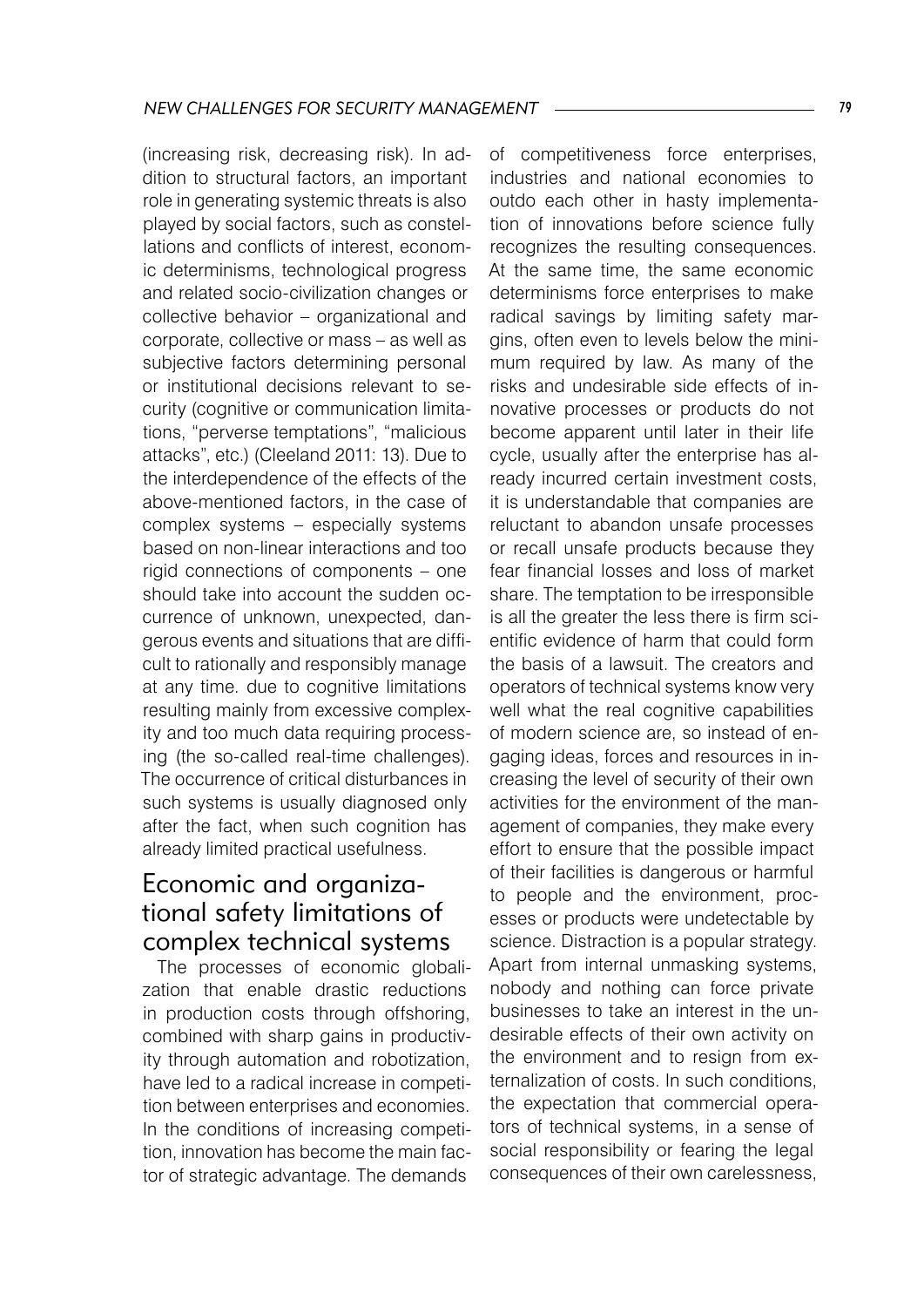(increasing risk, decreasing risk). In addition to structural factors, an important role in generating systemic threats is also played by social factors, such as constellations and conflicts of interest, economic determinisms, technological progress and related socio-civilization changes or collective behavior – organizational and corporate, collective or mass – as well as subjective factors determining personal or institutional decisions relevant to security (cognitive or communication limitations, "perverse temptations", "malicious attacks", etc.) (Cleeland 2011: 13). Due to the interdependence of the effects of the above-mentioned factors, in the case of complex systems – especially systems based on non-linear interactions and too rigid connections of components – one should take into account the sudden occurrence of unknown, unexpected, dangerous events and situations that are difficult to rationally and responsibly manage at any time. due to cognitive limitations resulting mainly from excessive complexity and too much data requiring processing (the so-called real-time challenges). The occurrence of critical disturbances in such systems is usually diagnosed only after the fact, when such cognition has already limited practical usefulness.

## Economic and organizational safety limitations of complex technical systems

The processes of economic globalization that enable drastic reductions in production costs through offshoring, combined with sharp gains in productivity through automation and robotization, have led to a radical increase in competition between enterprises and economies. In the conditions of increasing competition, innovation has become the main factor of strategic advantage. The demands of competitiveness force enterprises, industries and national economies to outdo each other in hasty implementation of innovations before science fully recognizes the resulting consequences. At the same time, the same economic determinisms force enterprises to make radical savings by limiting safety margins, often even to levels below the minimum required by law. As many of the risks and undesirable side effects of innovative processes or products do not become apparent until later in their life cycle, usually after the enterprise has already incurred certain investment costs, it is understandable that companies are reluctant to abandon unsafe processes or recall unsafe products because they fear financial losses and loss of market share. The temptation to be irresponsible is all the greater the less there is firm scientific evidence of harm that could form the basis of a lawsuit. The creators and operators of technical systems know very well what the real cognitive capabilities of modern science are, so instead of engaging ideas, forces and resources in increasing the level of security of their own activities for the environment of the management of companies, they make every effort to ensure that the possible impact of their facilities is dangerous or harmful to people and the environment, processes or products were undetectable by science. Distraction is a popular strategy. Apart from internal unmasking systems, nobody and nothing can force private businesses to take an interest in the undesirable effects of their own activity on the environment and to resign from externalization of costs. In such conditions, the expectation that commercial operators of technical systems, in a sense of social responsibility or fearing the legal consequences of their own carelessness,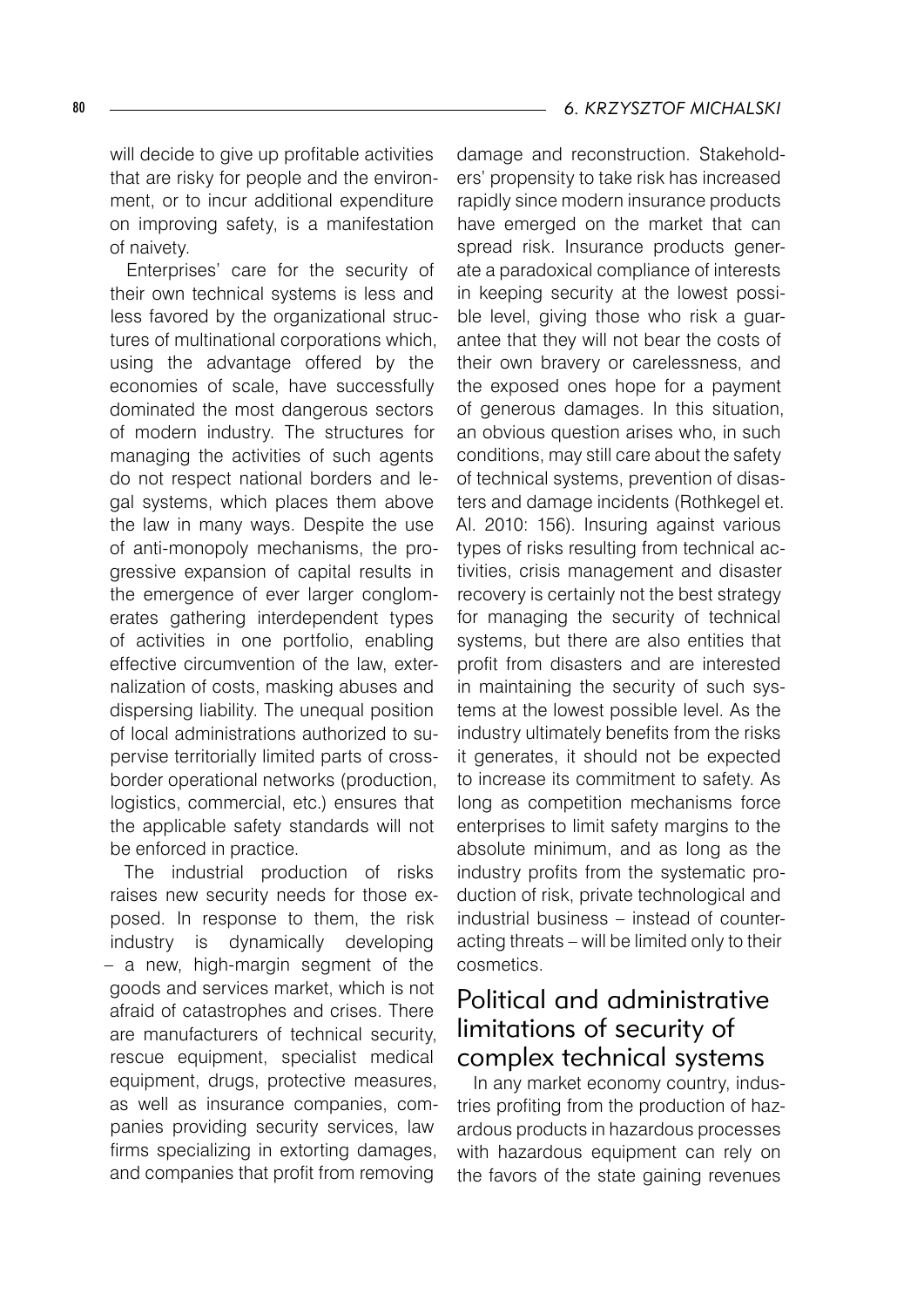will decide to give up profitable activities that are risky for people and the environment, or to incur additional expenditure on improving safety, is a manifestation of naivety.

Enterprises' care for the security of their own technical systems is less and less favored by the organizational structures of multinational corporations which, using the advantage offered by the economies of scale, have successfully dominated the most dangerous sectors of modern industry. The structures for managing the activities of such agents do not respect national borders and legal systems, which places them above the law in many ways. Despite the use of anti-monopoly mechanisms, the progressive expansion of capital results in the emergence of ever larger conglomerates gathering interdependent types of activities in one portfolio, enabling effective circumvention of the law, externalization of costs, masking abuses and dispersing liability. The unequal position of local administrations authorized to supervise territorially limited parts of cross-border operational networks (production, logistics, commercial, etc.) ensures that the applicable safety standards will not be enforced in practice.

The industrial production of risks raises new security needs for those exposed. In response to them, the risk industry is dynamically developing – a new, high-margin segment of the goods and services market, which is not afraid of catastrophes and crises. There are manufacturers of technical security, rescue equipment, specialist medical equipment, drugs, protective measures, as well as insurance companies, companies providing security services, law firms specializing in extorting damages, and companies that profit from removing damage and reconstruction. Stakeholders' propensity to take risk has increased rapidly since modern insurance products have emerged on the market that can spread risk. Insurance products generate a paradoxical compliance of interests in keeping security at the lowest possible level, giving those who risk a guarantee that they will not bear the costs of their own bravery or carelessness, and the exposed ones hope for a payment of generous damages. In this situation, an obvious question arises who, in such conditions, may still care about the safety of technical systems, prevention of disasters and damage incidents (Rothkegel et. Al. 2010: 156). Insuring against various types of risks resulting from technical activities, crisis management and disaster recovery is certainly not the best strategy for managing the security of technical systems, but there are also entities that profit from disasters and are interested in maintaining the security of such systems at the lowest possible level. As the industry ultimately benefits from the risks it generates, it should not be expected to increase its commitment to safety. As long as competition mechanisms force enterprises to limit safety margins to the absolute minimum, and as long as the industry profits from the systematic production of risk, private technological and industrial business – instead of counteracting threats – will be limited only to their cosmetics.

## Political and administrative limitations of security of complex technical systems

In any market economy country, industries profiting from the production of hazardous products in hazardous processes with hazardous equipment can rely on the favors of the state gaining revenues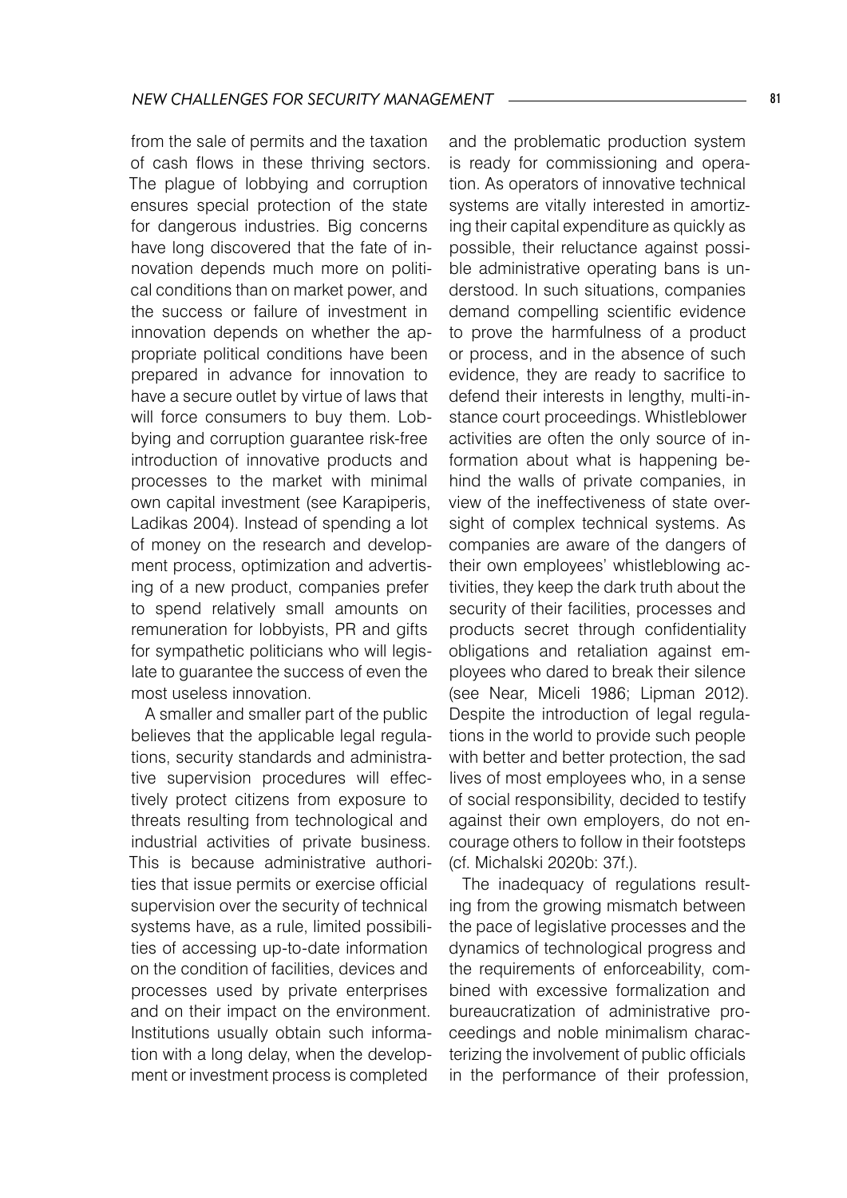from the sale of permits and the taxation of cash flows in these thriving sectors. The plague of lobbying and corruption ensures special protection of the state for dangerous industries. Big concerns have long discovered that the fate of innovation depends much more on political conditions than on market power, and the success or failure of investment in innovation depends on whether the appropriate political conditions have been prepared in advance for innovation to have a secure outlet by virtue of laws that will force consumers to buy them. Lobbying and corruption guarantee risk-free introduction of innovative products and processes to the market with minimal own capital investment (see Karapiperis, Ladikas 2004). Instead of spending a lot of money on the research and development process, optimization and advertising of a new product, companies prefer to spend relatively small amounts on remuneration for lobbyists, PR and gifts for sympathetic politicians who will legislate to guarantee the success of even the most useless innovation.

A smaller and smaller part of the public believes that the applicable legal regulations, security standards and administrative supervision procedures will effectively protect citizens from exposure to threats resulting from technological and industrial activities of private business. This is because administrative authorities that issue permits or exercise official supervision over the security of technical systems have, as a rule, limited possibilities of accessing up-to-date information on the condition of facilities, devices and processes used by private enterprises and on their impact on the environment. Institutions usually obtain such information with a long delay, when the development or investment process is completed and the problematic production system is ready for commissioning and operation. As operators of innovative technical systems are vitally interested in amortizing their capital expenditure as quickly as possible, their reluctance against possible administrative operating bans is understood. In such situations, companies demand compelling scientific evidence to prove the harmfulness of a product or process, and in the absence of such evidence, they are ready to sacrifice to defend their interests in lengthy, multi-instance court proceedings. Whistleblower activities are often the only source of information about what is happening behind the walls of private companies, in view of the ineffectiveness of state oversight of complex technical systems. As companies are aware of the dangers of their own employees' whistleblowing activities, they keep the dark truth about the security of their facilities, processes and products secret through confidentiality obligations and retaliation against employees who dared to break their silence (see Near, Miceli 1986; Lipman 2012). Despite the introduction of legal regulations in the world to provide such people with better and better protection, the sad lives of most employees who, in a sense of social responsibility, decided to testify against their own employers, do not encourage others to follow in their footsteps (cf. Michalski 2020b: 37f.).

The inadequacy of regulations resulting from the growing mismatch between the pace of legislative processes and the dynamics of technological progress and the requirements of enforceability, combined with excessive formalization and bureaucratization of administrative proceedings and noble minimalism characterizing the involvement of public officials in the performance of their profession,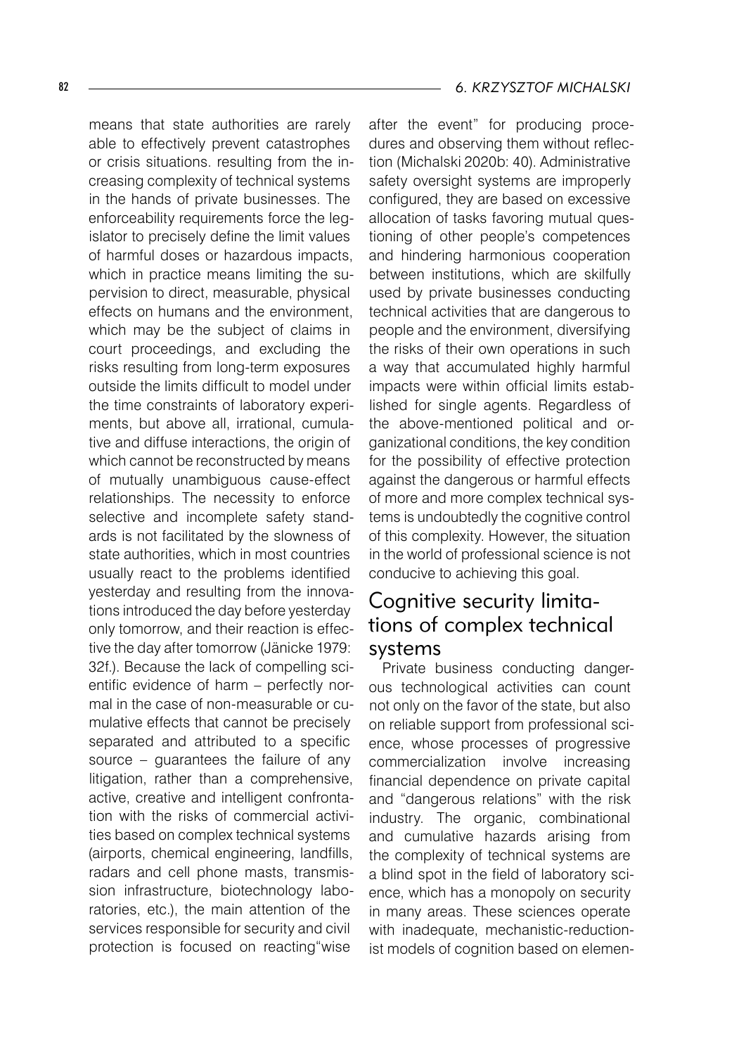means that state authorities are rarely able to effectively prevent catastrophes or crisis situations. resulting from the increasing complexity of technical systems in the hands of private businesses. The enforceability requirements force the legislator to precisely define the limit values of harmful doses or hazardous impacts, which in practice means limiting the supervision to direct, measurable, physical effects on humans and the environment, which may be the subject of claims in court proceedings, and excluding the risks resulting from long-term exposures outside the limits difficult to model under the time constraints of laboratory experiments, but above all, irrational, cumulative and diffuse interactions, the origin of which cannot be reconstructed by means of mutually unambiguous cause-effect relationships. The necessity to enforce selective and incomplete safety standards is not facilitated by the slowness of state authorities, which in most countries usually react to the problems identified yesterday and resulting from the innovations introduced the day before yesterday only tomorrow, and their reaction is effective the day after tomorrow (Jänicke 1979: 32f.). Because the lack of compelling scientific evidence of harm – perfectly normal in the case of non-measurable or cumulative effects that cannot be precisely separated and attributed to a specific source – guarantees the failure of any litigation, rather than a comprehensive, active, creative and intelligent confrontation with the risks of commercial activities based on complex technical systems (airports, chemical engineering, landfills, radars and cell phone masts, transmission infrastructure, biotechnology laboratories, etc.), the main attention of the services responsible for security and civil protection is focused on reacting"wise after the event" for producing procedures and observing them without reflection (Michalski 2020b: 40). Administrative safety oversight systems are improperly configured, they are based on excessive allocation of tasks favoring mutual questioning of other people's competences and hindering harmonious cooperation between institutions, which are skilfully used by private businesses conducting technical activities that are dangerous to people and the environment, diversifying the risks of their own operations in such a way that accumulated highly harmful impacts were within official limits established for single agents. Regardless of the above-mentioned political and organizational conditions, the key condition for the possibility of effective protection against the dangerous or harmful effects of more and more complex technical systems is undoubtedly the cognitive control of this complexity. However, the situation in the world of professional science is not conducive to achieving this goal.

## Cognitive security limitations of complex technical systems

Private business conducting dangerous technological activities can count not only on the favor of the state, but also on reliable support from professional science, whose processes of progressive commercialization involve increasing financial dependence on private capital and "dangerous relations" with the risk industry. The organic, combinational and cumulative hazards arising from the complexity of technical systems are a blind spot in the field of laboratory science, which has a monopoly on security in many areas. These sciences operate with inadequate, mechanistic-reductionist models of cognition based on elemen-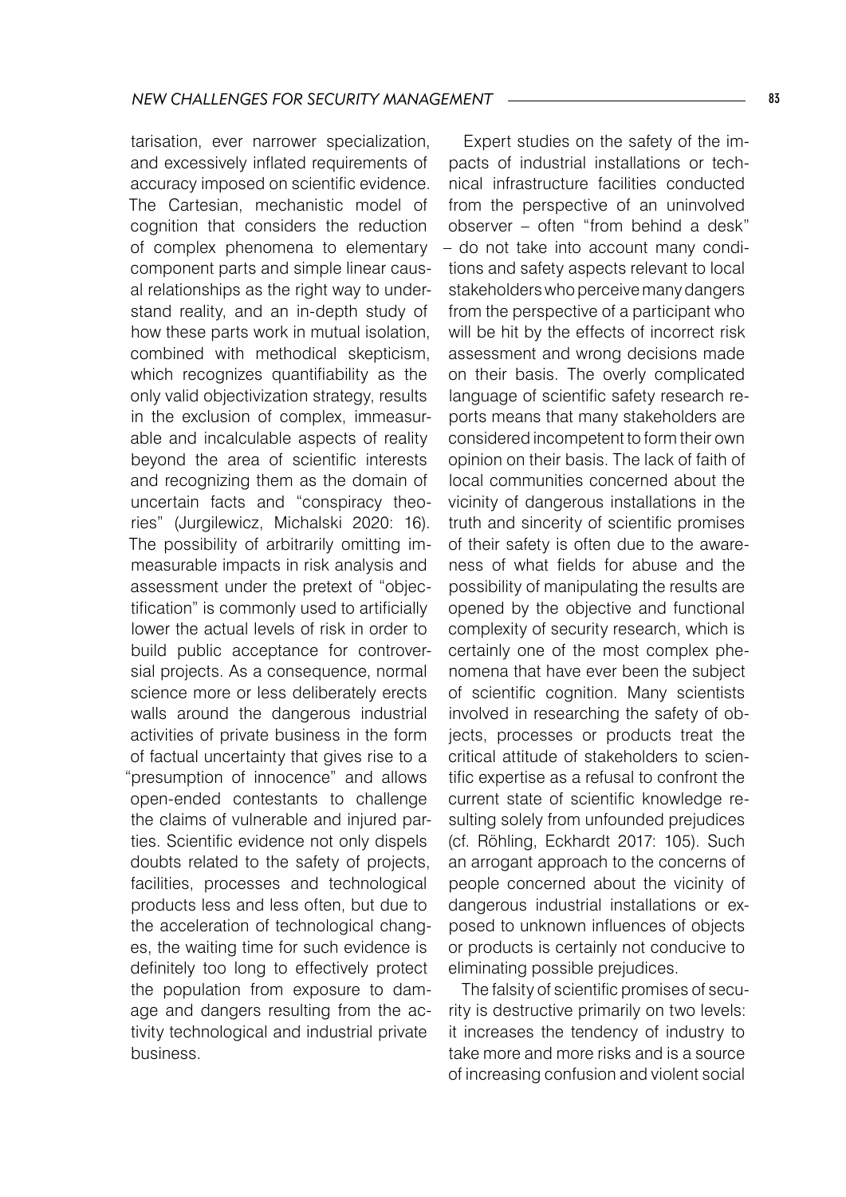tarisation, ever narrower specialization, and excessively inflated requirements of accuracy imposed on scientific evidence. The Cartesian, mechanistic model of cognition that considers the reduction of complex phenomena to elementary component parts and simple linear causal relationships as the right way to understand reality, and an in-depth study of how these parts work in mutual isolation, combined with methodical skepticism, which recognizes quantifiability as the only valid objectivization strategy, results in the exclusion of complex, immeasurable and incalculable aspects of reality beyond the area of scientific interests and recognizing them as the domain of uncertain facts and "conspiracy theories" (Jurgilewicz, Michalski 2020: 16). The possibility of arbitrarily omitting immeasurable impacts in risk analysis and assessment under the pretext of "objectification" is commonly used to artificially lower the actual levels of risk in order to build public acceptance for controversial projects. As a consequence, normal science more or less deliberately erects walls around the dangerous industrial activities of private business in the form of factual uncertainty that gives rise to a "presumption of innocence" and allows open-ended contestants to challenge the claims of vulnerable and injured parties. Scientific evidence not only dispels doubts related to the safety of projects, facilities, processes and technological products less and less often, but due to the acceleration of technological changes, the waiting time for such evidence is definitely too long to effectively protect the population from exposure to damage and dangers resulting from the activity technological and industrial private business.

Expert studies on the safety of the impacts of industrial installations or technical infrastructure facilities conducted from the perspective of an uninvolved observer – often "from behind a desk" – do not take into account many conditions and safety aspects relevant to local stakeholders who perceive many dangers from the perspective of a participant who will be hit by the effects of incorrect risk assessment and wrong decisions made on their basis. The overly complicated language of scientific safety research reports means that many stakeholders are considered incompetent to form their own opinion on their basis. The lack of faith of local communities concerned about the vicinity of dangerous installations in the truth and sincerity of scientific promises of their safety is often due to the awareness of what fields for abuse and the possibility of manipulating the results are opened by the objective and functional complexity of security research, which is certainly one of the most complex phenomena that have ever been the subject of scientific cognition. Many scientists involved in researching the safety of objects, processes or products treat the critical attitude of stakeholders to scientific expertise as a refusal to confront the current state of scientific knowledge resulting solely from unfounded prejudices (cf. Röhling, Eckhardt 2017: 105). Such an arrogant approach to the concerns of people concerned about the vicinity of dangerous industrial installations or exposed to unknown influences of objects or products is certainly not conducive to eliminating possible prejudices.

The falsity of scientific promises of security is destructive primarily on two levels: it increases the tendency of industry to take more and more risks and is a source of increasing confusion and violent social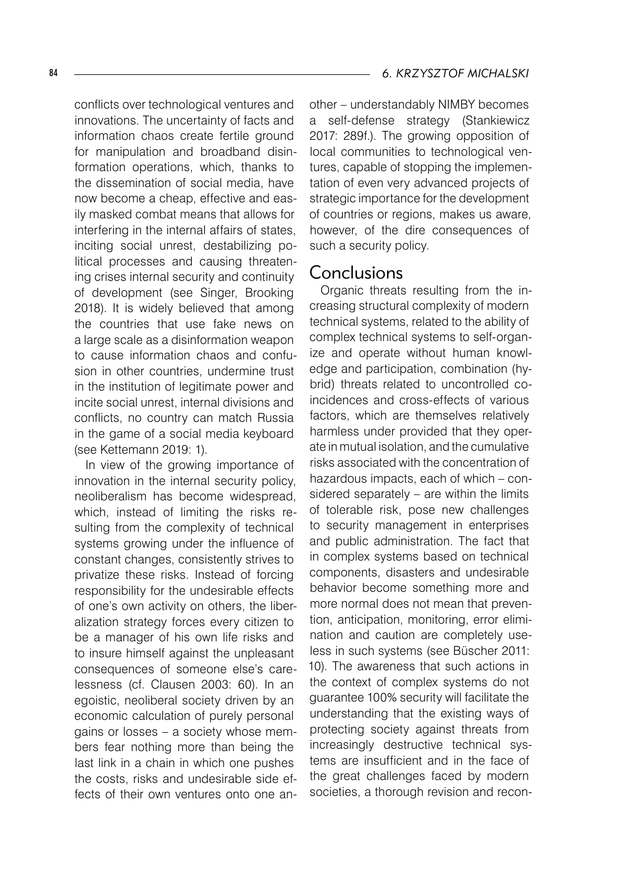conflicts over technological ventures and innovations. The uncertainty of facts and information chaos create fertile ground for manipulation and broadband disinformation operations, which, thanks to the dissemination of social media, have now become a cheap, effective and easily masked combat means that allows for interfering in the internal affairs of states, inciting social unrest, destabilizing political processes and causing threatening crises internal security and continuity of development (see Singer, Brooking 2018). It is widely believed that among the countries that use fake news on a large scale as a disinformation weapon to cause information chaos and confusion in other countries, undermine trust in the institution of legitimate power and incite social unrest, internal divisions and conflicts, no country can match Russia in the game of a social media keyboard (see Kettemann 2019: 1).

In view of the growing importance of innovation in the internal security policy, neoliberalism has become widespread, which, instead of limiting the risks resulting from the complexity of technical systems growing under the influence of constant changes, consistently strives to privatize these risks. Instead of forcing responsibility for the undesirable effects of one's own activity on others, the liberalization strategy forces every citizen to be a manager of his own life risks and to insure himself against the unpleasant consequences of someone else's carelessness (cf. Clausen 2003: 60). In an egoistic, neoliberal society driven by an economic calculation of purely personal gains or losses – a society whose members fear nothing more than being the last link in a chain in which one pushes the costs, risks and undesirable side effects of their own ventures onto one another – understandably NIMBY becomes a self-defense strategy (Stankiewicz 2017: 289f.). The growing opposition of local communities to technological ventures, capable of stopping the implementation of even very advanced projects of strategic importance for the development of countries or regions, makes us aware, however, of the dire consequences of such a security policy.

## Conclusions

Organic threats resulting from the increasing structural complexity of modern technical systems, related to the ability of complex technical systems to self-organize and operate without human knowledge and participation, combination (hybrid) threats related to uncontrolled coincidences and cross-effects of various factors, which are themselves relatively harmless under provided that they operate in mutual isolation, and the cumulative risks associated with the concentration of hazardous impacts, each of which – considered separately – are within the limits of tolerable risk, pose new challenges to security management in enterprises and public administration. The fact that in complex systems based on technical components, disasters and undesirable behavior become something more and more normal does not mean that prevention, anticipation, monitoring, error elimination and caution are completely useless in such systems (see Büscher 2011: 10). The awareness that such actions in the context of complex systems do not guarantee 100% security will facilitate the understanding that the existing ways of protecting society against threats from increasingly destructive technical systems are insufficient and in the face of the great challenges faced by modern societies, a thorough revision and recon-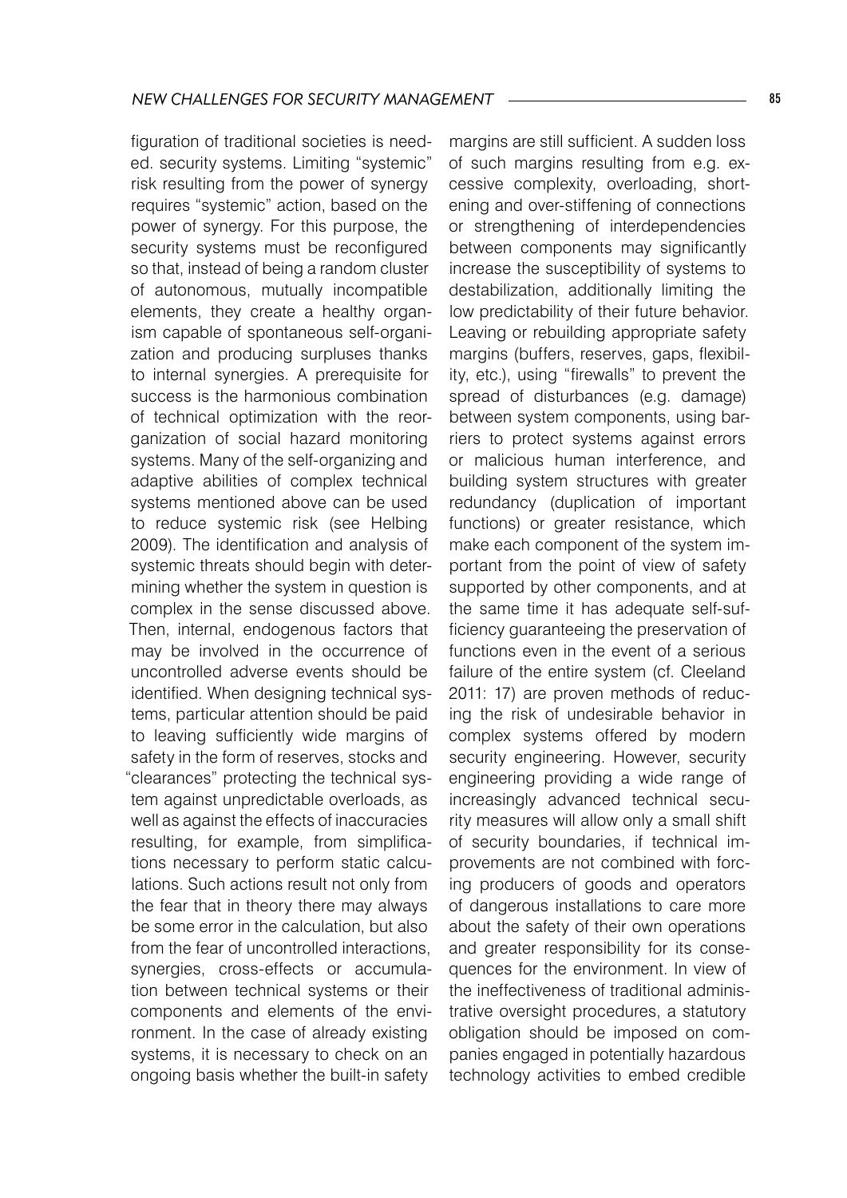figuration of traditional societies is needed. security systems. Limiting "systemic" risk resulting from the power of synergy requires "systemic" action, based on the power of synergy. For this purpose, the security systems must be reconfigured so that, instead of being a random cluster of autonomous, mutually incompatible elements, they create a healthy organism capable of spontaneous self-organization and producing surpluses thanks to internal synergies. A prerequisite for success is the harmonious combination of technical optimization with the reorganization of social hazard monitoring systems. Many of the self-organizing and adaptive abilities of complex technical systems mentioned above can be used to reduce systemic risk (see Helbing 2009). The identification and analysis of systemic threats should begin with determining whether the system in question is complex in the sense discussed above. Then, internal, endogenous factors that may be involved in the occurrence of uncontrolled adverse events should be identified. When designing technical systems, particular attention should be paid to leaving sufficiently wide margins of safety in the form of reserves, stocks and "clearances" protecting the technical system against unpredictable overloads, as well as against the effects of inaccuracies resulting, for example, from simplifications necessary to perform static calculations. Such actions result not only from the fear that in theory there may always be some error in the calculation, but also from the fear of uncontrolled interactions, synergies, cross-effects or accumulation between technical systems or their components and elements of the environment. In the case of already existing systems, it is necessary to check on an ongoing basis whether the built-in safety margins are still sufficient. A sudden loss of such margins resulting from e.g. excessive complexity, overloading, shortening and over-stiffening of connections or strengthening of interdependencies between components may significantly increase the susceptibility of systems to destabilization, additionally limiting the low predictability of their future behavior. Leaving or rebuilding appropriate safety margins (buffers, reserves, gaps, flexibility, etc.), using "firewalls" to prevent the spread of disturbances (e.g. damage) between system components, using barriers to protect systems against errors or malicious human interference, and building system structures with greater redundancy (duplication of important functions) or greater resistance, which make each component of the system important from the point of view of safety supported by other components, and at the same time it has adequate self-sufficiency guaranteeing the preservation of functions even in the event of a serious failure of the entire system (cf. Cleeland 2011: 17) are proven methods of reducing the risk of undesirable behavior in complex systems offered by modern security engineering. However, security engineering providing a wide range of increasingly advanced technical security measures will allow only a small shift of security boundaries, if technical improvements are not combined with forcing producers of goods and operators of dangerous installations to care more about the safety of their own operations and greater responsibility for its consequences for the environment. In view of the ineffectiveness of traditional administrative oversight procedures, a statutory obligation should be imposed on companies engaged in potentially hazardous technology activities to embed credible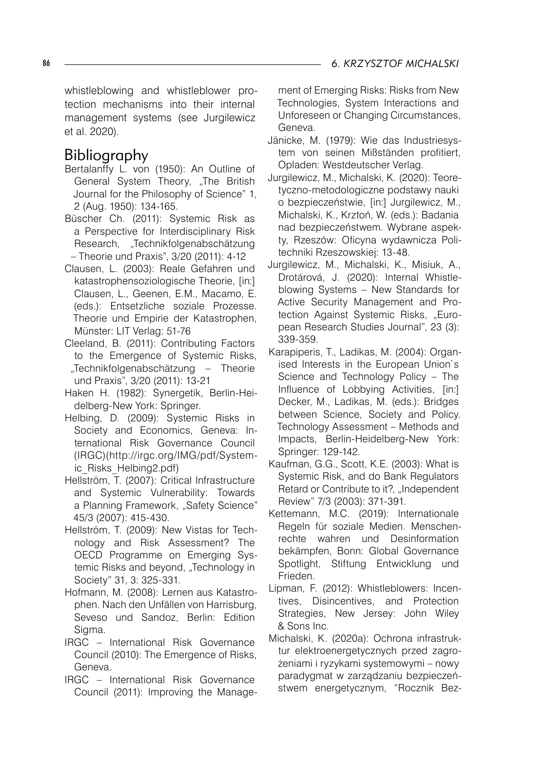whistleblowing and whistleblower protection mechanisms into their internal management systems (see Jurgilewicz et al. 2020).

## Bibliography

Bertalanffy L. von (1950): An Outline of General System Theory, „The British Journal for the Philosophy of Science" 1, 2 (Aug. 1950): 134-165.

Büscher Ch. (2011): Systemic Risk as a Perspective for Interdisciplinary Risk Research, „Technikfolgenabschätzung – Theorie und Praxis", 3/20 (2011): 4-12

Clausen, L. (2003): Reale Gefahren und katastrophensoziologische Theorie, [in:] Clausen, L., Geenen, E.M., Macamo, E. (eds.): Entsetzliche soziale Prozesse. Theorie und Empirie der Katastrophen, Münster: LIT Verlag: 51-76

Cleeland, B. (2011): Contributing Factors to the Emergence of Systemic Risks, „Technikfolgenabschätzung – Theorie und Praxis", 3/20 (2011): 13-21

Haken H. (1982): Synergetik, Berlin-Heidelberg-New York: Springer.

Helbing, D. (2009): Systemic Risks in Society and Economics, Geneva: International Risk Governance Council (IRGC)(http://irgc.org/IMG/pdf/Systemic_Risks_Helbing2.pdf)

Hellström, T. (2007): Critical Infrastructure and Systemic Vulnerability: Towards a Planning Framework, „Safety Science" 45/3 (2007): 415-430.

Hellström, T. (2009): New Vistas for Technology and Risk Assessment? The OECD Programme on Emerging Systemic Risks and beyond, „Technology in Society" 31, 3: 325-331.

Hofmann, M. (2008): Lernen aus Katastrophen. Nach den Unfällen von Harrisburg, Seveso und Sandoz, Berlin: Edition Sigma.

IRGC – International Risk Governance Council (2010): The Emergence of Risks, Geneva.

IRGC – International Risk Governance Council (2011): Improving the Management of Emerging Risks: Risks from New Technologies, System Interactions and Unforeseen or Changing Circumstances, Geneva.

Jänicke, M. (1979): Wie das Industriesystem von seinen Mißständen profitiert, Opladen: Westdeutscher Verlag.

Jurgilewicz, M., Michalski, K. (2020): Teoretyczno-metodologiczne podstawy nauki o bezpieczeństwie, [in:] Jurgilewicz, M., Michalski, K., Krztoń, W. (eds.): Badania nad bezpieczeństwem. Wybrane aspekty, Rzeszów: Oficyna wydawnicza Politechniki Rzeszowskiej: 13-48.

Jurgilewicz, M., Michalski, K., Misiuk, A., Drotárová, J. (2020): Internal Whistleblowing Systems – New Standards for Active Security Management and Protection Against Systemic Risks, „European Research Studies Journal", 23 (3): 339-359.

Karapiperis, T., Ladikas, M. (2004): Organised Interests in the European Union`s Science and Technology Policy – The Influence of Lobbying Activities, [in:] Decker, M., Ladikas, M. (eds.): Bridges between Science, Society and Policy. Technology Assessment – Methods and Impacts, Berlin-Heidelberg-New York: Springer: 129-142.

Kaufman, G.G., Scott, K.E. (2003): What is Systemic Risk, and do Bank Regulators Retard or Contribute to it?, „Independent Review" 7/3 (2003): 371-391.

Kettemann, M.C. (2019): Internationale Regeln für soziale Medien. Menschenrechte wahren und Desinformation bekämpfen, Bonn: Global Governance Spotlight, Stiftung Entwicklung und Frieden.

Lipman, F. (2012): Whistleblowers: Incentives, Disincentives, and Protection Strategies, New Jersey: John Wiley & Sons Inc.

Michalski, K. (2020a): Ochrona infrastruktur elektroenergetycznych przed zagrożeniami i ryzykami systemowymi – nowy paradygmat w zarządzaniu bezpieczeństwem energetycznym, "Rocznik Bez-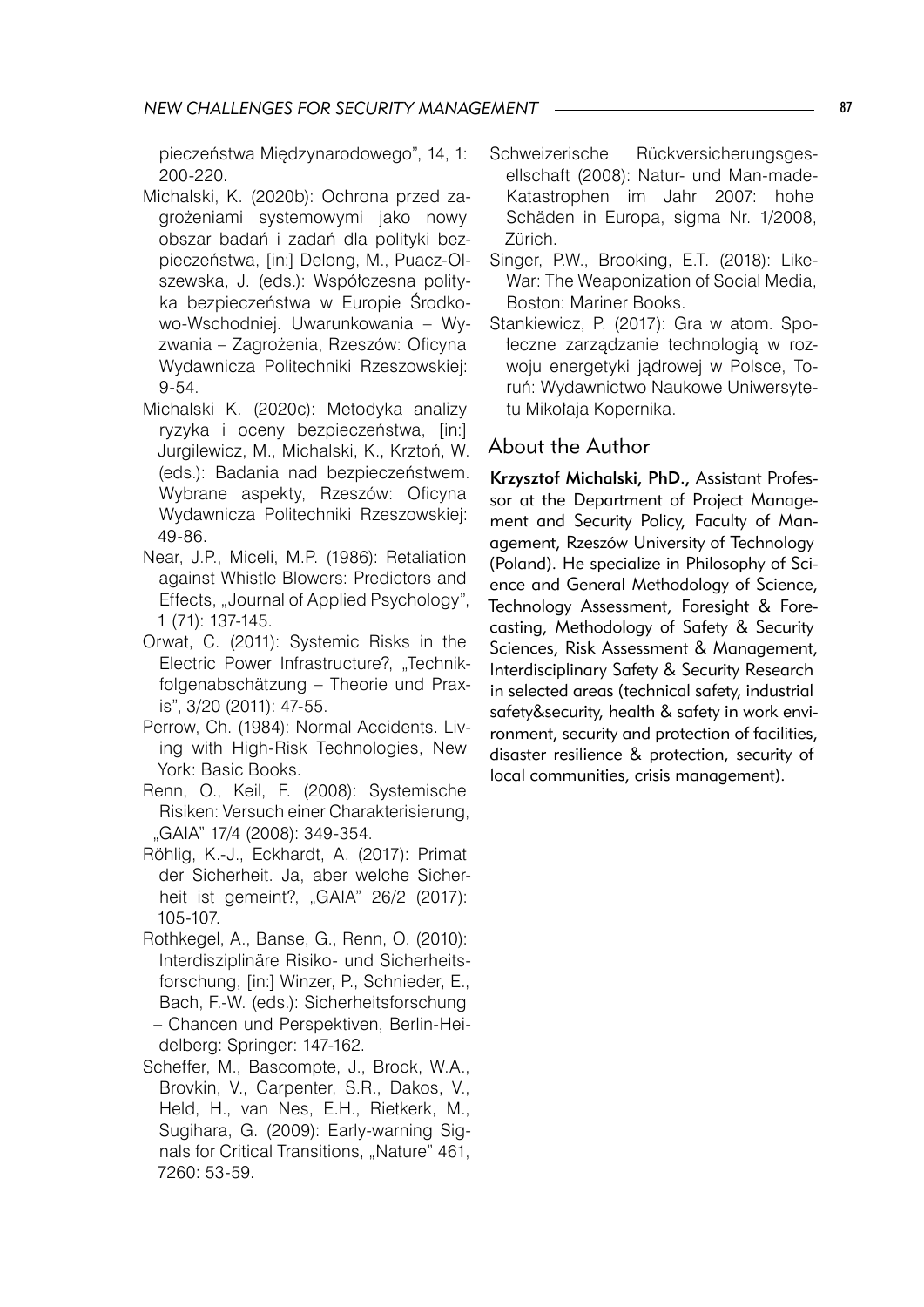pieczeństwa Międzynarodowego", 14, 1: 200-220.

Michalski, K. (2020b): Ochrona przed zagrożeniami systemowymi jako nowy obszar badań i zadań dla polityki bezpieczeństwa, [in:] Delong, M., Puacz-Olszewska, J. (eds.): Współczesna polityka bezpieczeństwa w Europie Środkowo-Wschodniej. Uwarunkowania – Wyzwania – Zagrożenia, Rzeszów: Oficyna Wydawnicza Politechniki Rzeszowskiej: 9-54.

Michalski K. (2020c): Metodyka analizy ryzyka i oceny bezpieczeństwa, [in:] Jurgilewicz, M., Michalski, K., Krztoń, W. (eds.): Badania nad bezpieczeństwem. Wybrane aspekty, Rzeszów: Oficyna Wydawnicza Politechniki Rzeszowskiej: 49-86.

Near, J.P., Miceli, M.P. (1986): Retaliation against Whistle Blowers: Predictors and Effects, „Journal of Applied Psychology", 1 (71): 137-145.

Orwat, C. (2011): Systemic Risks in the Electric Power Infrastructure?, „Technikfolgenabschätzung – Theorie und Praxis", 3/20 (2011): 47-55.

Perrow, Ch. (1984): Normal Accidents. Living with High-Risk Technologies, New York: Basic Books.

Renn, O., Keil, F. (2008): Systemische Risiken: Versuch einer Charakterisierung, „GAIA" 17/4 (2008): 349-354.

Röhlig, K.-J., Eckhardt, A. (2017): Primat der Sicherheit. Ja, aber welche Sicherheit ist gemeint?, „GAIA" 26/2 (2017): 105-107.

Rothkegel, A., Banse, G., Renn, O. (2010): Interdisziplinäre Risiko- und Sicherheitsforschung, [in:] Winzer, P., Schnieder, E., Bach, F.-W. (eds.): Sicherheitsforschung – Chancen und Perspektiven, Berlin-Heidelberg: Springer: 147-162.

Scheffer, M., Bascompte, J., Brock, W.A., Brovkin, V., Carpenter, S.R., Dakos, V., Held, H., van Nes, E.H., Rietkerk, M., Sugihara, G. (2009): Early-warning Signals for Critical Transitions, „Nature" 461, 7260: 53-59.

Schweizerische Rückversicherungsgesellschaft (2008): Natur- und Man-made-Katastrophen im Jahr 2007: hohe Schäden in Europa, sigma Nr. 1/2008, Zürich.

Singer, P.W., Brooking, E.T. (2018): LikeWar: The Weaponization of Social Media, Boston: Mariner Books.

Stankiewicz, P. (2017): Gra w atom. Społeczne zarządzanie technologią w rozwoju energetyki jądrowej w Polsce, Toruń: Wydawnictwo Naukowe Uniwersytetu Mikołaja Kopernika.

## About the Author

**Krzysztof Michalski, PhD.,** Assistant Professor at the Department of Project Management and Security Policy, Faculty of Management, Rzeszów University of Technology (Poland). He specialize in Philosophy of Science and General Methodology of Science, Technology Assessment, Foresight & Forecasting, Methodology of Safety & Security Sciences, Risk Assessment & Management, Interdisciplinary Safety & Security Research in selected areas (technical safety, industrial safety&security, health & safety in work environment, security and protection of facilities, disaster resilience & protection, security of local communities, crisis management).